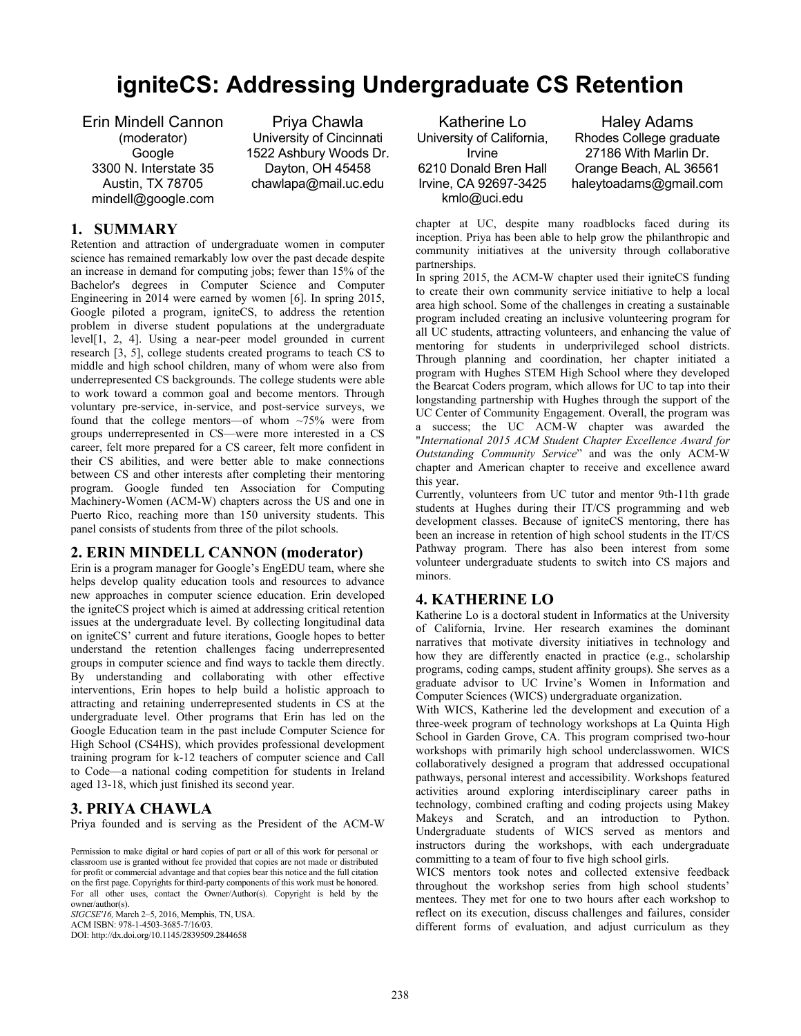# igniteCS: Addressing Undergraduate CS Retention

Erin Mindell Cannon
(moderator)
Google
3300 N. Interstate 35
Austin, TX 78705
mindell@google.com

Priya Chawla
University of Cincinnati
1522 Ashbury Woods Dr.
Dayton, OH 45458
chawlapa@mail.uc.edu

Katherine Lo
University of California, Irvine
6210 Donald Bren Hall
Irvine, CA 92697-3425
kmlo@uci.edu

Haley Adams
Rhodes College graduate
27186 With Marlin Dr.
Orange Beach, AL 36561
haleytoadams@gmail.com

## 1. SUMMARY

Retention and attraction of undergraduate women in computer science has remained remarkably low over the past decade despite an increase in demand for computing jobs; fewer than 15% of the Bachelor's degrees in Computer Science and Computer Engineering in 2014 were earned by women [6]. In spring 2015, Google piloted a program, igniteCS, to address the retention problem in diverse student populations at the undergraduate level[1, 2, 4]. Using a near-peer model grounded in current research [3, 5], college students created programs to teach CS to middle and high school children, many of whom were also from underrepresented CS backgrounds. The college students were able to work toward a common goal and become mentors. Through voluntary pre-service, in-service, and post-service surveys, we found that the college mentors—of whom ~75% were from groups underrepresented in CS—were more interested in a CS career, felt more prepared for a CS career, felt more confident in their CS abilities, and were better able to make connections between CS and other interests after completing their mentoring program. Google funded ten Association for Computing Machinery-Women (ACM-W) chapters across the US and one in Puerto Rico, reaching more than 150 university students. This panel consists of students from three of the pilot schools.

## 2. ERIN MINDELL CANNON (moderator)

Erin is a program manager for Google's EngEDU team, where she helps develop quality education tools and resources to advance new approaches in computer science education. Erin developed the igniteCS project which is aimed at addressing critical retention issues at the undergraduate level. By collecting longitudinal data on igniteCS' current and future iterations, Google hopes to better understand the retention challenges facing underrepresented groups in computer science and find ways to tackle them directly. By understanding and collaborating with other effective interventions, Erin hopes to help build a holistic approach to attracting and retaining underrepresented students in CS at the undergraduate level. Other programs that Erin has led on the Google Education team in the past include Computer Science for High School (CS4HS), which provides professional development training program for k-12 teachers of computer science and Call to Code—a national coding competition for students in Ireland aged 13-18, which just finished its second year.

## 3. PRIYA CHAWLA

Priya founded and is serving as the President of the ACM-W chapter at UC, despite many roadblocks faced during its inception. Priya has been able to help grow the philanthropic and community initiatives at the university through collaborative partnerships.

In spring 2015, the ACM-W chapter used their igniteCS funding to create their own community service initiative to help a local area high school. Some of the challenges in creating a sustainable program included creating an inclusive volunteering program for all UC students, attracting volunteers, and enhancing the value of mentoring for students in underprivileged school districts. Through planning and coordination, her chapter initiated a program with Hughes STEM High School where they developed the Bearcat Coders program, which allows for UC to tap into their longstanding partnership with Hughes through the support of the UC Center of Community Engagement. Overall, the program was a success; the UC ACM-W chapter was awarded the "*International 2015 ACM Student Chapter Excellence Award for Outstanding Community Service*" and was the only ACM-W chapter and American chapter to receive and excellence award this year.

Currently, volunteers from UC tutor and mentor 9th-11th grade students at Hughes during their IT/CS programming and web development classes. Because of igniteCS mentoring, there has been an increase in retention of high school students in the IT/CS Pathway program. There has also been interest from some volunteer undergraduate students to switch into CS majors and minors.

## 4. KATHERINE LO

Katherine Lo is a doctoral student in Informatics at the University of California, Irvine. Her research examines the dominant narratives that motivate diversity initiatives in technology and how they are differently enacted in practice (e.g., scholarship programs, coding camps, student affinity groups). She serves as a graduate advisor to UC Irvine's Women in Information and Computer Sciences (WICS) undergraduate organization.

With WICS, Katherine led the development and execution of a three-week program of technology workshops at La Quinta High School in Garden Grove, CA. This program comprised two-hour workshops with primarily high school underclasswomen. WICS collaboratively designed a program that addressed occupational pathways, personal interest and accessibility. Workshops featured activities around exploring interdisciplinary career paths in technology, combined crafting and coding projects using Makey Makeys and Scratch, and an introduction to Python. Undergraduate students of WICS served as mentors and instructors during the workshops, with each undergraduate committing to a team of four to five high school girls.

WICS mentors took notes and collected extensive feedback throughout the workshop series from high school students' mentees. They met for one to two hours after each workshop to reflect on its execution, discuss challenges and failures, consider different forms of evaluation, and adjust curriculum as they

Permission to make digital or hard copies of part or all of this work for personal or classroom use is granted without fee provided that copies are not made or distributed for profit or commercial advantage and that copies bear this notice and the full citation on the first page. Copyrights for third-party components of this work must be honored. For all other uses, contact the Owner/Author(s). Copyright is held by the owner/author(s).
*SIGCSE'16,* March 2–5, 2016, Memphis, TN, USA.
ACM ISBN: 978-1-4503-3685-7/16/03.
DOI: http://dx.doi.org/10.1145/2839509.2844658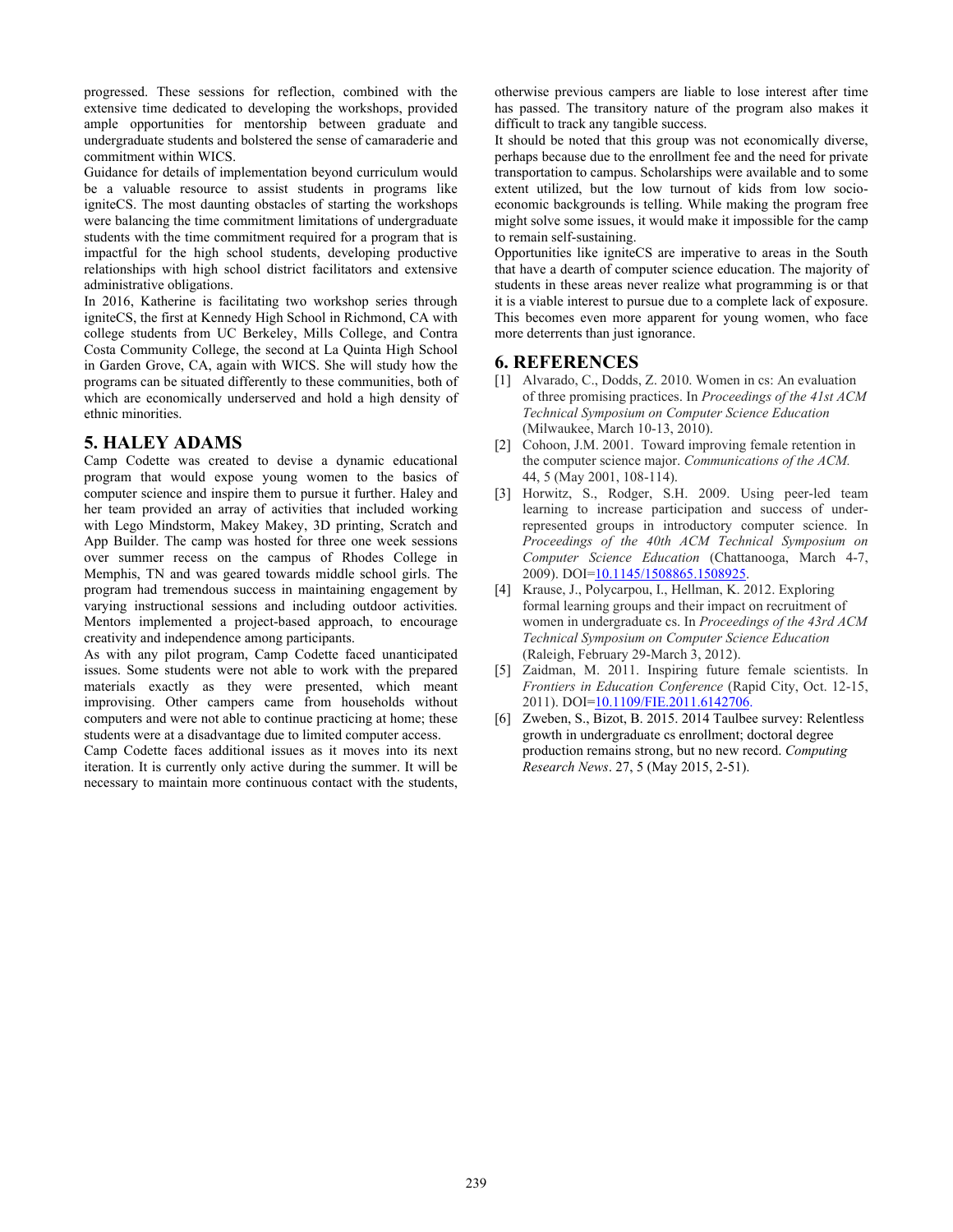progressed. These sessions for reflection, combined with the extensive time dedicated to developing the workshops, provided ample opportunities for mentorship between graduate and undergraduate students and bolstered the sense of camaraderie and commitment within WICS.

Guidance for details of implementation beyond curriculum would be a valuable resource to assist students in programs like igniteCS. The most daunting obstacles of starting the workshops were balancing the time commitment limitations of undergraduate students with the time commitment required for a program that is impactful for the high school students, developing productive relationships with high school district facilitators and extensive administrative obligations.

In 2016, Katherine is facilitating two workshop series through igniteCS, the first at Kennedy High School in Richmond, CA with college students from UC Berkeley, Mills College, and Contra Costa Community College, the second at La Quinta High School in Garden Grove, CA, again with WICS. She will study how the programs can be situated differently to these communities, both of which are economically underserved and hold a high density of ethnic minorities.

## 5. HALEY ADAMS

Camp Codette was created to devise a dynamic educational program that would expose young women to the basics of computer science and inspire them to pursue it further. Haley and her team provided an array of activities that included working with Lego Mindstorm, Makey Makey, 3D printing, Scratch and App Builder. The camp was hosted for three one week sessions over summer recess on the campus of Rhodes College in Memphis, TN and was geared towards middle school girls. The program had tremendous success in maintaining engagement by varying instructional sessions and including outdoor activities. Mentors implemented a project-based approach, to encourage creativity and independence among participants.

As with any pilot program, Camp Codette faced unanticipated issues. Some students were not able to work with the prepared materials exactly as they were presented, which meant improvising. Other campers came from households without computers and were not able to continue practicing at home; these students were at a disadvantage due to limited computer access.

Camp Codette faces additional issues as it moves into its next iteration. It is currently only active during the summer. It will be necessary to maintain more continuous contact with the students, otherwise previous campers are liable to lose interest after time has passed. The transitory nature of the program also makes it difficult to track any tangible success.

It should be noted that this group was not economically diverse, perhaps because due to the enrollment fee and the need for private transportation to campus. Scholarships were available and to some extent utilized, but the low turnout of kids from low socio-economic backgrounds is telling. While making the program free might solve some issues, it would make it impossible for the camp to remain self-sustaining.

Opportunities like igniteCS are imperative to areas in the South that have a dearth of computer science education. The majority of students in these areas never realize what programming is or that it is a viable interest to pursue due to a complete lack of exposure. This becomes even more apparent for young women, who face more deterrents than just ignorance.

## 6. REFERENCES

[1] Alvarado, C., Dodds, Z. 2010. Women in cs: An evaluation of three promising practices. In *Proceedings of the 41st ACM Technical Symposium on Computer Science Education* (Milwaukee, March 10-13, 2010).

[2] Cohoon, J.M. 2001. Toward improving female retention in the computer science major. *Communications of the ACM.* 44, 5 (May 2001, 108-114).

[3] Horwitz, S., Rodger, S.H. 2009. Using peer-led team learning to increase participation and success of under-represented groups in introductory computer science. In *Proceedings of the 40th ACM Technical Symposium on Computer Science Education* (Chattanooga, March 4-7, 2009). DOI=10.1145/1508865.1508925.

[4] Krause, J., Polycarpou, I., Hellman, K. 2012. Exploring formal learning groups and their impact on recruitment of women in undergraduate cs. In *Proceedings of the 43rd ACM Technical Symposium on Computer Science Education* (Raleigh, February 29-March 3, 2012).

[5] Zaidman, M. 2011. Inspiring future female scientists. In *Frontiers in Education Conference* (Rapid City, Oct. 12-15, 2011). DOI=10.1109/FIE.2011.6142706.

[6] Zweben, S., Bizot, B. 2015. 2014 Taulbee survey: Relentless growth in undergraduate cs enrollment; doctoral degree production remains strong, but no new record. *Computing Research News*. 27, 5 (May 2015, 2-51).